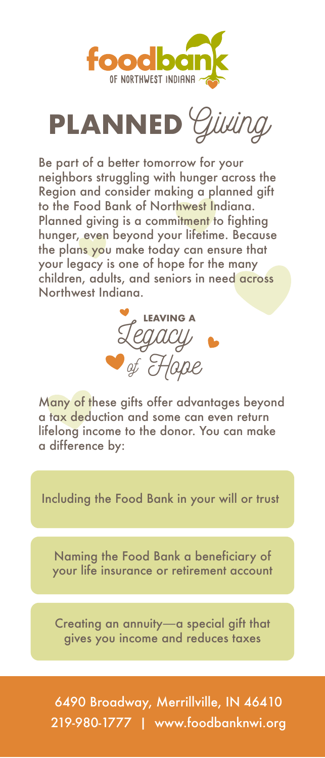foodbank OF NORTHWEST INDIANA

# PLANNED *Giving*

Be part of a better tomorrow for your neighbors struggling with hunger across the Region and consider making a planned gift to the Food Bank of Northwest Indiana. Planned giving is a commitment to fighting hunger, even beyond your lifetime. Because the plans you make today can ensure that your legacy is one of hope for the many children, adults, and seniors in need across Northwest Indiana.

## LEAVING A *Legacy of Hope*

Many of these gifts offer advantages beyond a tax deduction and some can even return lifelong income to the donor. You can make a difference by:

- Including the Food Bank in your will or trust
- Naming the Food Bank a beneficiary of your life insurance or retirement account
- Creating an annuity—a special gift that gives you income and reduces taxes

6490 Broadway, Merrillville, IN 46410
219-980-1777 | www.foodbanknwi.org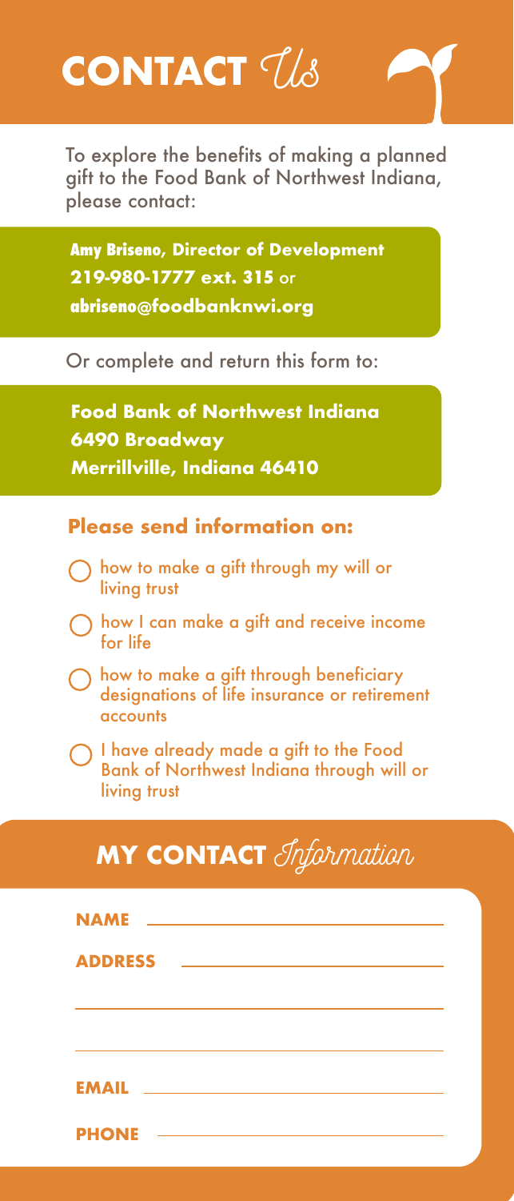# CONTACT Us

To explore the benefits of making a planned gift to the Food Bank of Northwest Indiana, please contact:

**Amy Briseno, Director of Development**
**219-980-1777 ext. 315** or
**abriseno@foodbanknwi.org**

Or complete and return this form to:

**Food Bank of Northwest Indiana**
**6490 Broadway**
**Merrillville, Indiana 46410**

### Please send information on:

- ◯ how to make a gift through my will or living trust
- ◯ how I can make a gift and receive income for life
- ◯ how to make a gift through beneficiary designations of life insurance or retirement accounts
- ◯ I have already made a gift to the Food Bank of Northwest Indiana through will or living trust

## MY CONTACT Information

**NAME** ______________________________

**ADDRESS** ______________________________

______________________________

______________________________

**EMAIL** ______________________________

**PHONE** ______________________________